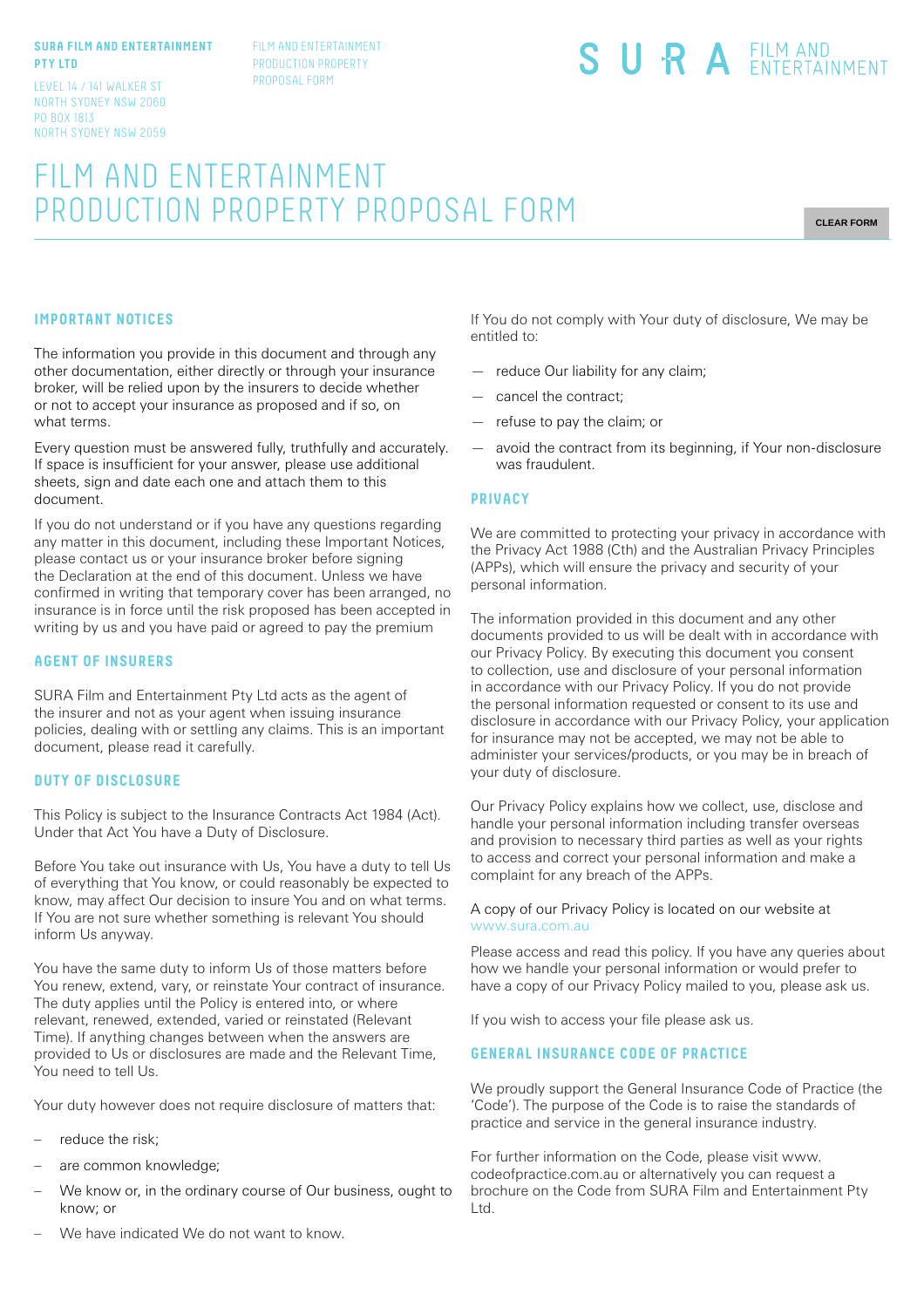**SURA FILM AND ENTERTAINMENT PTY LTD**

LEVEL 14 / 141 WALKER ST
NORTH SYDNEY NSW 2060
PO BOX 1813
NORTH SYDNEY NSW 2059

FILM AND ENTERTAINMENT PRODUCTION PROPERTY PROPOSAL FORM

SURA FILM AND ENTERTAINMENT

# FILM AND ENTERTAINMENT PRODUCTION PROPERTY PROPOSAL FORM

CLEAR FORM

## IMPORTANT NOTICES

The information you provide in this document and through any other documentation, either directly or through your insurance broker, will be relied upon by the insurers to decide whether or not to accept your insurance as proposed and if so, on what terms.

Every question must be answered fully, truthfully and accurately. If space is insufficient for your answer, please use additional sheets, sign and date each one and attach them to this document.

If you do not understand or if you have any questions regarding any matter in this document, including these Important Notices, please contact us or your insurance broker before signing the Declaration at the end of this document. Unless we have confirmed in writing that temporary cover has been arranged, no insurance is in force until the risk proposed has been accepted in writing by us and you have paid or agreed to pay the premium

## AGENT OF INSURERS

SURA Film and Entertainment Pty Ltd acts as the agent of the insurer and not as your agent when issuing insurance policies, dealing with or settling any claims. This is an important document, please read it carefully.

## DUTY OF DISCLOSURE

This Policy is subject to the Insurance Contracts Act 1984 (Act). Under that Act You have a Duty of Disclosure.

Before You take out insurance with Us, You have a duty to tell Us of everything that You know, or could reasonably be expected to know, may affect Our decision to insure You and on what terms. If You are not sure whether something is relevant You should inform Us anyway.

You have the same duty to inform Us of those matters before You renew, extend, vary, or reinstate Your contract of insurance. The duty applies until the Policy is entered into, or where relevant, renewed, extended, varied or reinstated (Relevant Time). If anything changes between when the answers are provided to Us or disclosures are made and the Relevant Time, You need to tell Us.

Your duty however does not require disclosure of matters that:

- reduce the risk;
- are common knowledge;
- We know or, in the ordinary course of Our business, ought to know; or
- We have indicated We do not want to know.

If You do not comply with Your duty of disclosure, We may be entitled to:

- reduce Our liability for any claim;
- cancel the contract;
- refuse to pay the claim; or
- avoid the contract from its beginning, if Your non-disclosure was fraudulent.

## PRIVACY

We are committed to protecting your privacy in accordance with the Privacy Act 1988 (Cth) and the Australian Privacy Principles (APPs), which will ensure the privacy and security of your personal information.

The information provided in this document and any other documents provided to us will be dealt with in accordance with our Privacy Policy. By executing this document you consent to collection, use and disclosure of your personal information in accordance with our Privacy Policy. If you do not provide the personal information requested or consent to its use and disclosure in accordance with our Privacy Policy, your application for insurance may not be accepted, we may not be able to administer your services/products, or you may be in breach of your duty of disclosure.

Our Privacy Policy explains how we collect, use, disclose and handle your personal information including transfer overseas and provision to necessary third parties as well as your rights to access and correct your personal information and make a complaint for any breach of the APPs.

A copy of our Privacy Policy is located on our website at www.sura.com.au

Please access and read this policy. If you have any queries about how we handle your personal information or would prefer to have a copy of our Privacy Policy mailed to you, please ask us.

If you wish to access your file please ask us.

## GENERAL INSURANCE CODE OF PRACTICE

We proudly support the General Insurance Code of Practice (the 'Code'). The purpose of the Code is to raise the standards of practice and service in the general insurance industry.

For further information on the Code, please visit www.codeofpractice.com.au or alternatively you can request a brochure on the Code from SURA Film and Entertainment Pty Ltd.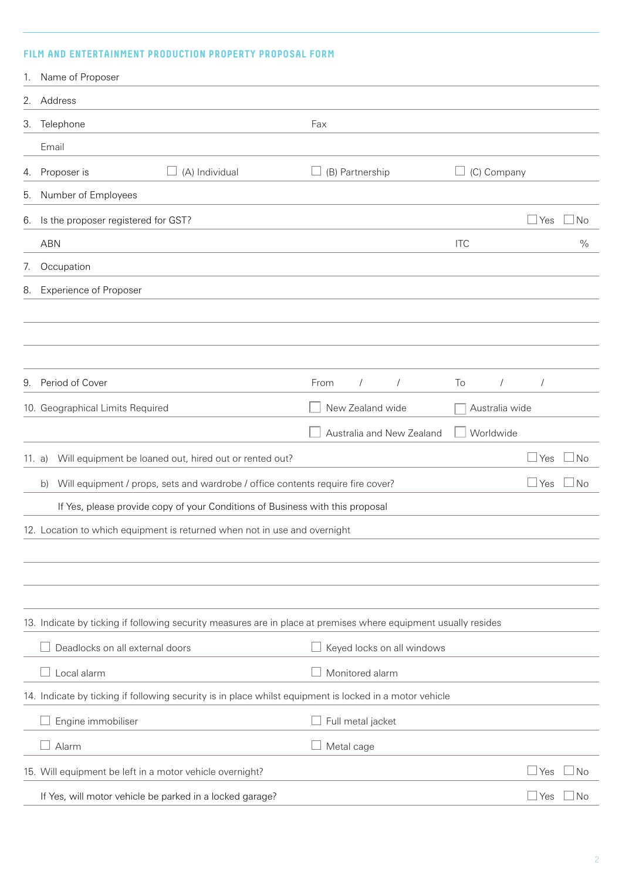## FILM AND ENTERTAINMENT PRODUCTION PROPERTY PROPOSAL FORM

1. Name of Proposer
2. Address
3. Telephone — Fax

   Email
4. Proposer is ☐ (A) Individual ☐ (B) Partnership ☐ (C) Company
5. Number of Employees
6. Is the proposer registered for GST? ☐ Yes ☐ No

   ABN — ITC %
7. Occupation
8. Experience of Proposer

9. Period of Cover — From / / To / /
10. Geographical Limits Required ☐ New Zealand wide ☐ Australia wide ☐ Australia and New Zealand ☐ Worldwide
11. a) Will equipment be loaned out, hired out or rented out? ☐ Yes ☐ No

    b) Will equipment / props, sets and wardrobe / office contents require fire cover? ☐ Yes ☐ No

    If Yes, please provide copy of your Conditions of Business with this proposal
12. Location to which equipment is returned when not in use and overnight

13. Indicate by ticking if following security measures are in place at premises where equipment usually resides

    ☐ Deadlocks on all external doors ☐ Keyed locks on all windows

    ☐ Local alarm ☐ Monitored alarm
14. Indicate by ticking if following security is in place whilst equipment is locked in a motor vehicle

    ☐ Engine immobiliser ☐ Full metal jacket

    ☐ Alarm ☐ Metal cage
15. Will equipment be left in a motor vehicle overnight? ☐ Yes ☐ No

    If Yes, will motor vehicle be parked in a locked garage? ☐ Yes ☐ No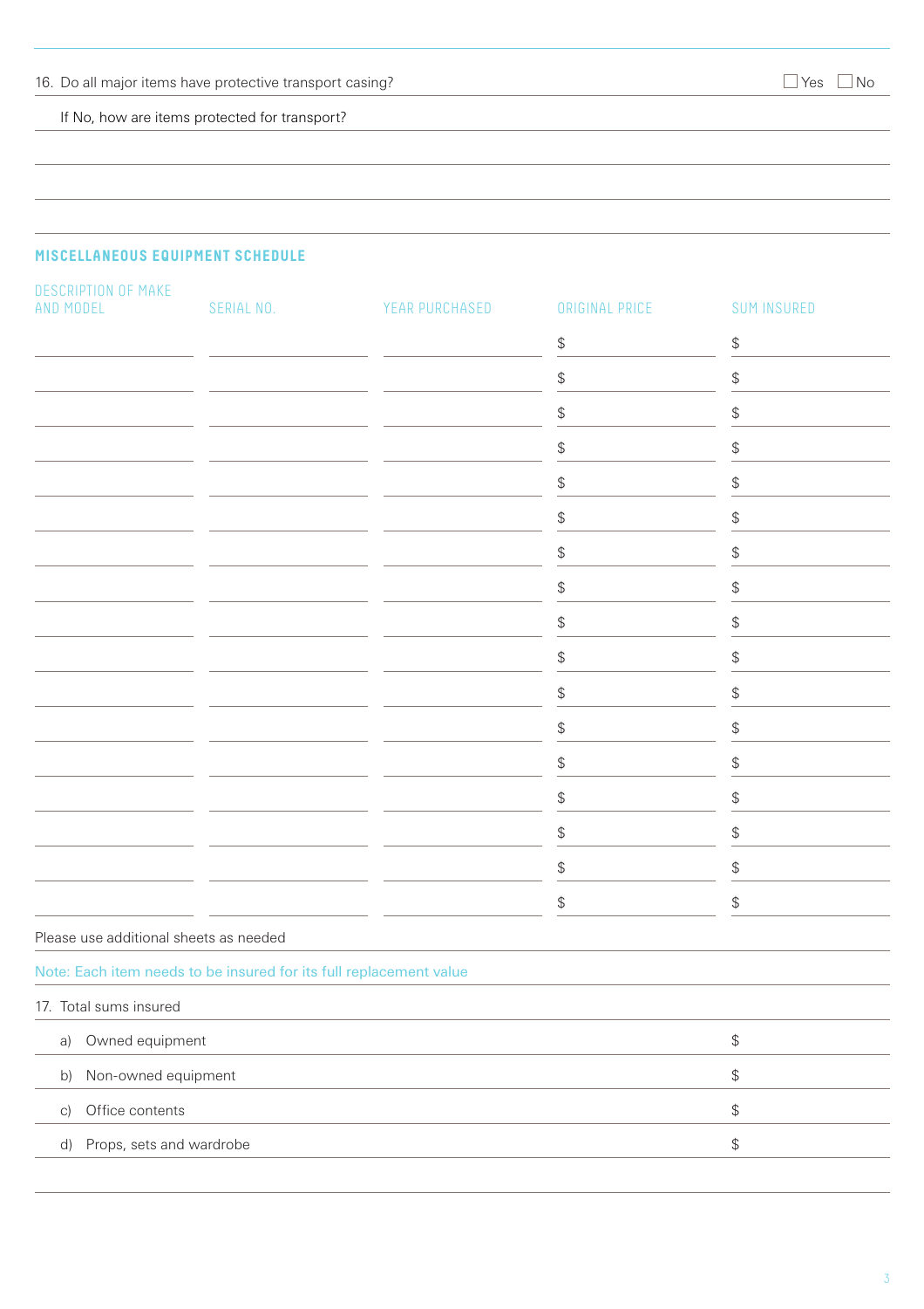16. Do all major items have protective transport casing? ☐ Yes ☐ No

If No, how are items protected for transport?

## MISCELLANEOUS EQUIPMENT SCHEDULE

| DESCRIPTION OF MAKE AND MODEL | SERIAL NO. | YEAR PURCHASED | ORIGINAL PRICE | SUM INSURED |
|---|---|---|---|---|
| | | | $ | $ |
| | | | $ | $ |
| | | | $ | $ |
| | | | $ | $ |
| | | | $ | $ |
| | | | $ | $ |
| | | | $ | $ |
| | | | $ | $ |
| | | | $ | $ |
| | | | $ | $ |
| | | | $ | $ |
| | | | $ | $ |
| | | | $ | $ |
| | | | $ | $ |
| | | | $ | $ |
| | | | $ | $ |
| | | | $ | $ |

Please use additional sheets as needed

Note: Each item needs to be insured for its full replacement value

17. Total sums insured

| | |
|---|---|
| a) Owned equipment | $ |
| b) Non-owned equipment | $ |
| c) Office contents | $ |
| d) Props, sets and wardrobe | $ |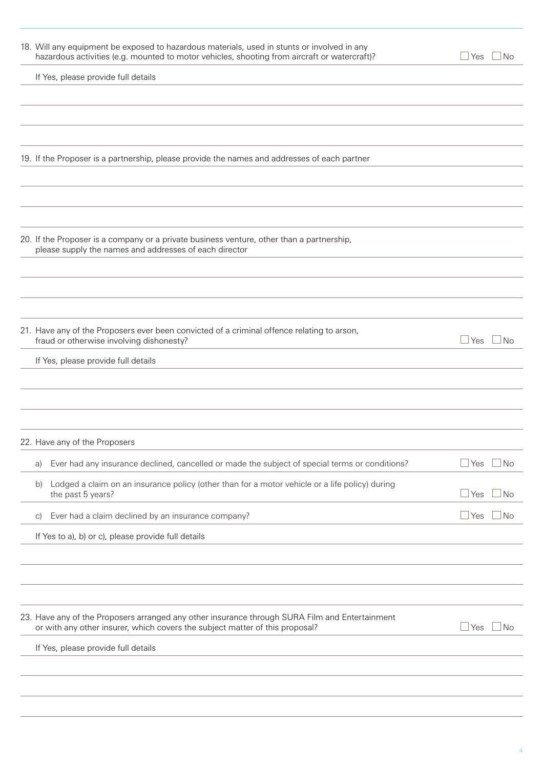18. Will any equipment be exposed to hazardous materials, used in stunts or involved in any hazardous activities (e.g. mounted to motor vehicles, shooting from aircraft or watercraft)? ☐ Yes ☐ No

 If Yes, please provide full details

19. If the Proposer is a partnership, please provide the names and addresses of each partner

20. If the Proposer is a company or a private business venture, other than a partnership, please supply the names and addresses of each director

21. Have any of the Proposers ever been convicted of a criminal offence relating to arson, fraud or otherwise involving dishonesty? ☐ Yes ☐ No

 If Yes, please provide full details

22. Have any of the Proposers

 a) Ever had any insurance declined, cancelled or made the subject of special terms or conditions? ☐ Yes ☐ No

 b) Lodged a claim on an insurance policy (other than for a motor vehicle or a life policy) during the past 5 years? ☐ Yes ☐ No

 c) Ever had a claim declined by an insurance company? ☐ Yes ☐ No

 If Yes to a), b) or c), please provide full details

23. Have any of the Proposers arranged any other insurance through SURA Film and Entertainment or with any other insurer, which covers the subject matter of this proposal? ☐ Yes ☐ No

 If Yes, please provide full details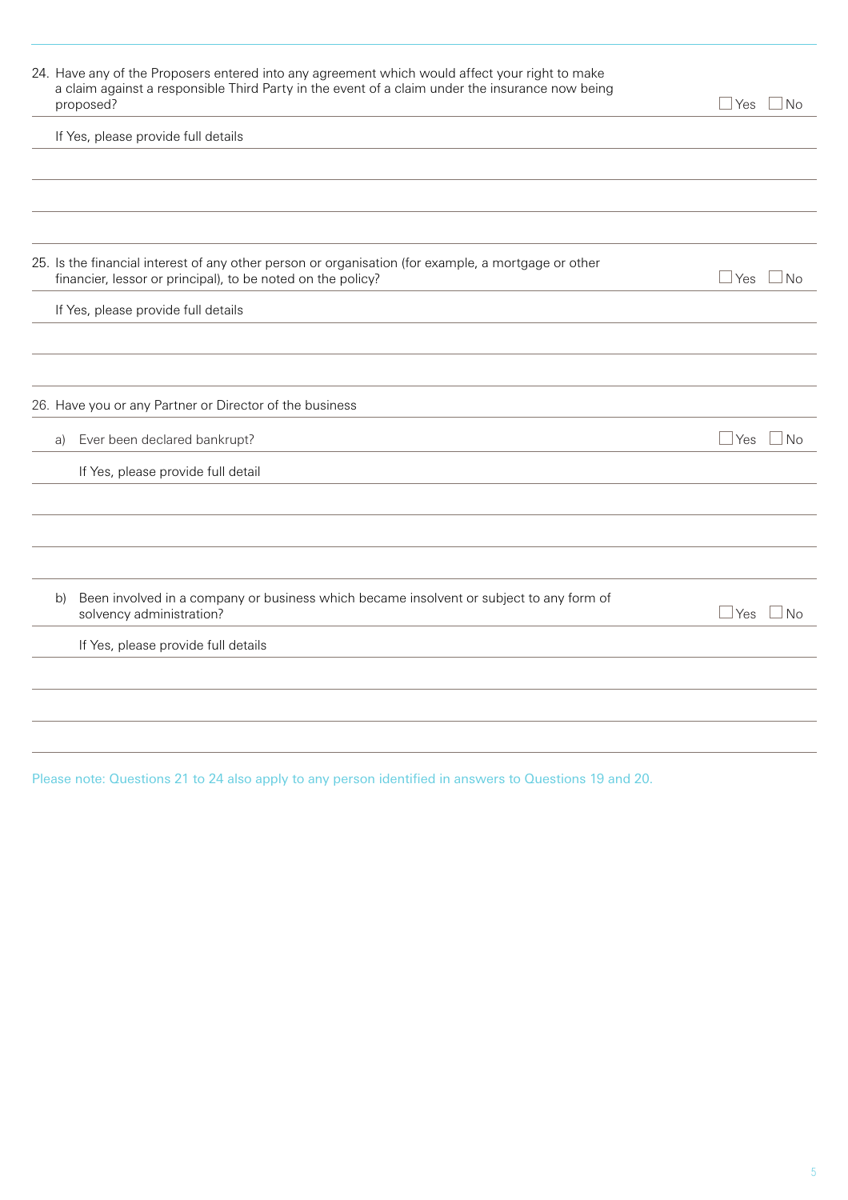24. Have any of the Proposers entered into any agreement which would affect your right to make a claim against a responsible Third Party in the event of a claim under the insurance now being proposed? ☐ Yes ☐ No

If Yes, please provide full details

25. Is the financial interest of any other person or organisation (for example, a mortgage or other financier, lessor or principal), to be noted on the policy? ☐ Yes ☐ No

If Yes, please provide full details

26. Have you or any Partner or Director of the business

a) Ever been declared bankrupt? ☐ Yes ☐ No

If Yes, please provide full detail

b) Been involved in a company or business which became insolvent or subject to any form of solvency administration? ☐ Yes ☐ No

If Yes, please provide full details

Please note: Questions 21 to 24 also apply to any person identified in answers to Questions 19 and 20.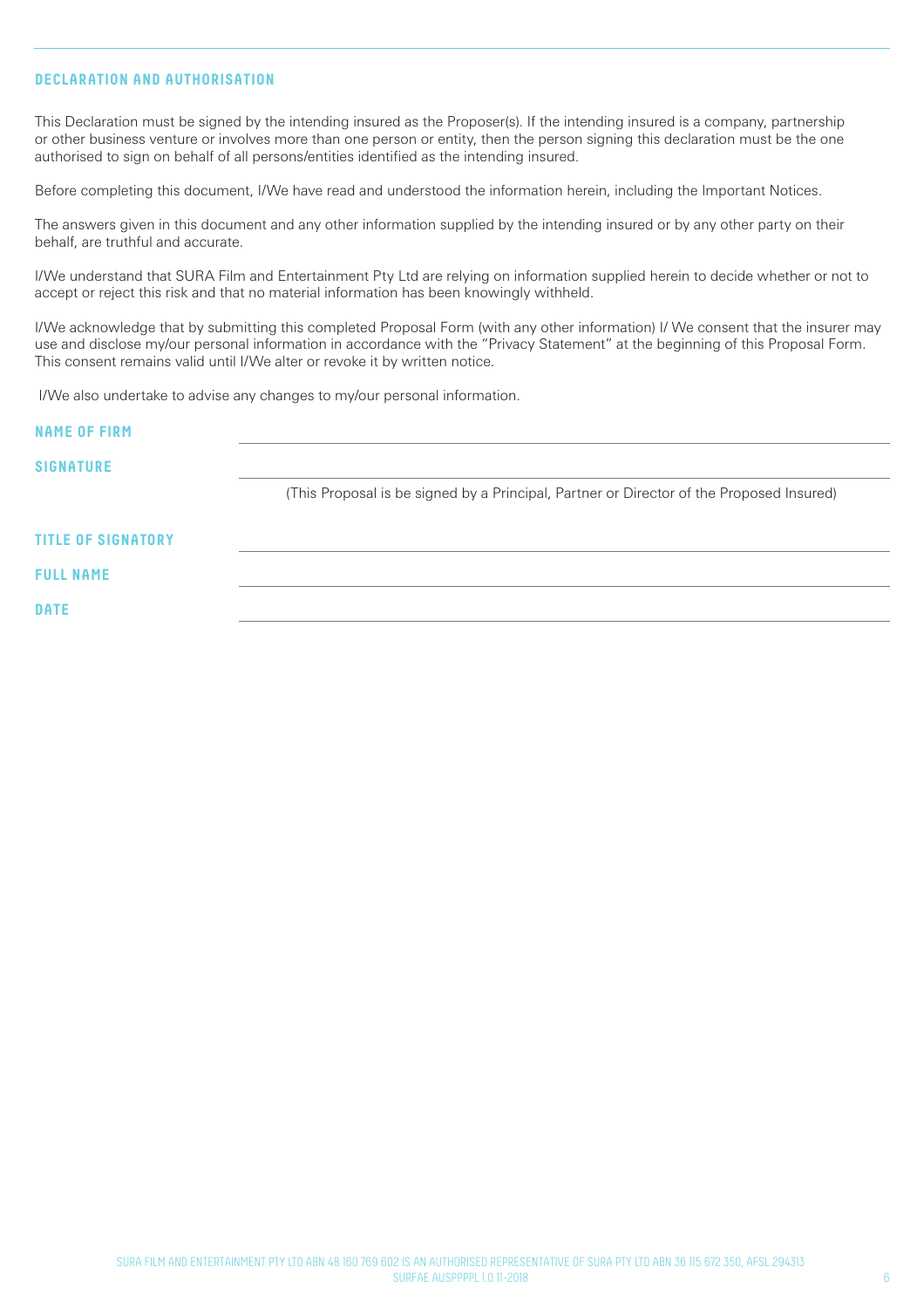## DECLARATION AND AUTHORISATION

This Declaration must be signed by the intending insured as the Proposer(s). If the intending insured is a company, partnership or other business venture or involves more than one person or entity, then the person signing this declaration must be the one authorised to sign on behalf of all persons/entities identified as the intending insured.

Before completing this document, I/We have read and understood the information herein, including the Important Notices.

The answers given in this document and any other information supplied by the intending insured or by any other party on their behalf, are truthful and accurate.

I/We understand that SURA Film and Entertainment Pty Ltd are relying on information supplied herein to decide whether or not to accept or reject this risk and that no material information has been knowingly withheld.

I/We acknowledge that by submitting this completed Proposal Form (with any other information) I/ We consent that the insurer may use and disclose my/our personal information in accordance with the "Privacy Statement" at the beginning of this Proposal Form. This consent remains valid until I/We alter or revoke it by written notice.

I/We also undertake to advise any changes to my/our personal information.

**NAME OF FIRM** ______________________________

**SIGNATURE** ______________________________

(This Proposal is be signed by a Principal, Partner or Director of the Proposed Insured)

**TITLE OF SIGNATORY** ______________________________

**FULL NAME** ______________________________

**DATE** ______________________________

SURA FILM AND ENTERTAINMENT PTY LTD ABN 48 160 769 602 IS AN AUTHORISED REPRESENTATIVE OF SURA PTY LTD ABN 36 115 672 350, AFSL 294313
SURFAE AUSPPPPL 1.0 11-2018